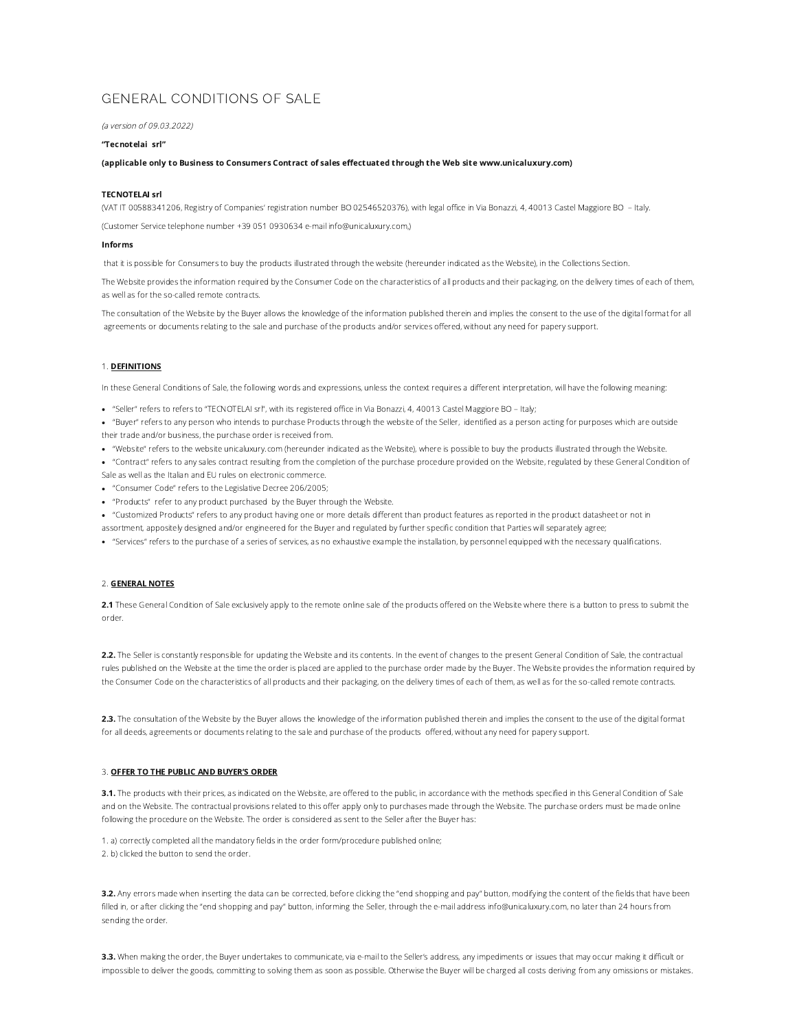# GENERAL CONDITIONS OF SALE

*(a version of 09.03.2022)*

**"Tecnotelai srl"**

**(applicable only to Business to Consumers Contract of sales effectuated through the Web site www.unicaluxury.com)**

**TECNOTELAI srl**

(VAT IT 00588341206, Registry of Companies' registration number BO 02546520376), with legal office in Via Bonazzi, 4, 40013 Castel Maggiore BO – Italy.

(Customer Service telephone number +39 051 0930634 e-mail info@unicaluxury.com,)

**Informs**

that it is possible for Consumers to buy the products illustrated through the website (hereunder indicated as the Website), in the Collections Section.

The Website provides the information required by the Consumer Code on the characteristics of all products and their packaging, on the delivery times of each of them, as well as for the so-called remote contracts.

The consultation of the Website by the Buyer allows the knowledge of the information published therein and implies the consent to the use of the digital format for all agreements or documents relating to the sale and purchase of the products and/or services offered, without any need for papery support.

## 1. DEFINITIONS

In these General Conditions of Sale, the following words and expressions, unless the context requires a different interpretation, will have the following meaning:

- "Seller" refers to refers to "TECNOTELAI srl", with its registered office in Via Bonazzi, 4, 40013 Castel Maggiore BO – Italy;
- "Buyer" refers to any person who intends to purchase Products through the website of the Seller, identified as a person acting for purposes which are outside their trade and/or business, the purchase order is received from.
- "Website" refers to the website unicaluxury.com (hereunder indicated as the Website), where is possible to buy the products illustrated through the Website.
- "Contract" refers to any sales contract resulting from the completion of the purchase procedure provided on the Website, regulated by these General Condition of Sale as well as the Italian and EU rules on electronic commerce.
- "Consumer Code" refers to the Legislative Decree 206/2005;
- "Products" refer to any product purchased by the Buyer through the Website.
- "Customized Products" refers to any product having one or more details different than product features as reported in the product datasheet or not in assortment, appositely designed and/or engineered for the Buyer and regulated by further specific condition that Parties will separately agree;
- "Services" refers to the purchase of a series of services, as no exhaustive example the installation, by personnel equipped with the necessary qualifications.

## 2. GENERAL NOTES

**2.1** These General Condition of Sale exclusively apply to the remote online sale of the products offered on the Website where there is a button to press to submit the order.

**2.2.** The Seller is constantly responsible for updating the Website and its contents. In the event of changes to the present General Condition of Sale, the contractual rules published on the Website at the time the order is placed are applied to the purchase order made by the Buyer. The Website provides the information required by the Consumer Code on the characteristics of all products and their packaging, on the delivery times of each of them, as well as for the so-called remote contracts.

**2.3.** The consultation of the Website by the Buyer allows the knowledge of the information published therein and implies the consent to the use of the digital format for all deeds, agreements or documents relating to the sale and purchase of the products offered, without any need for papery support.

## 3. OFFER TO THE PUBLIC AND BUYER'S ORDER

**3.1.** The products with their prices, as indicated on the Website, are offered to the public, in accordance with the methods specified in this General Condition of Sale and on the Website. The contractual provisions related to this offer apply only to purchases made through the Website. The purchase orders must be made online following the procedure on the Website. The order is considered as sent to the Seller after the Buyer has:

1. a) correctly completed all the mandatory fields in the order form/procedure published online;
2. b) clicked the button to send the order.

**3.2.** Any errors made when inserting the data can be corrected, before clicking the "end shopping and pay" button, modifying the content of the fields that have been filled in, or after clicking the "end shopping and pay" button, informing the Seller, through the e-mail address info@unicaluxury.com, no later than 24 hours from sending the order.

**3.3.** When making the order, the Buyer undertakes to communicate, via e-mail to the Seller's address, any impediments or issues that may occur making it difficult or impossible to deliver the goods, committing to solving them as soon as possible. Otherwise the Buyer will be charged all costs deriving from any omissions or mistakes.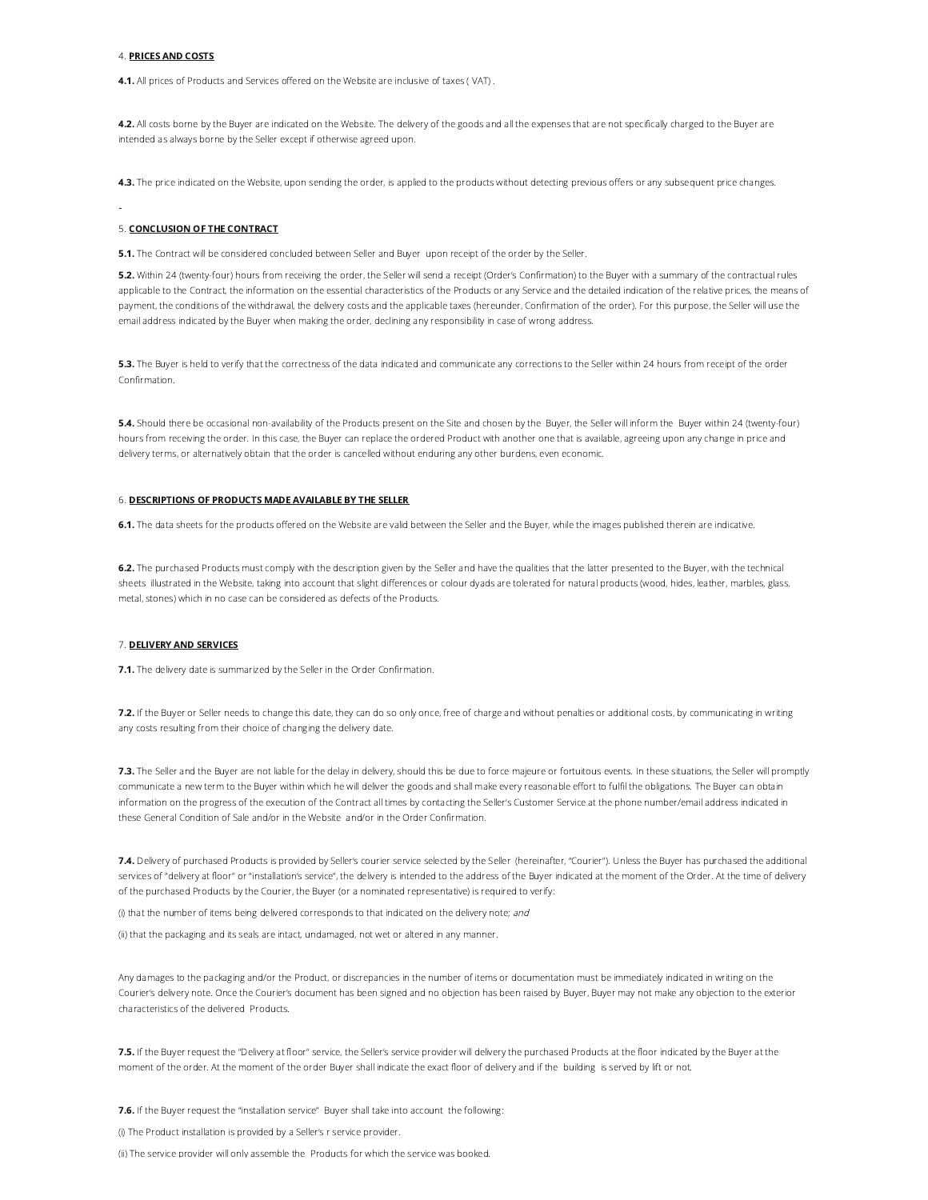4. **PRICES AND COSTS**

**4.1.** All prices of Products and Services offered on the Website are inclusive of taxes ( VAT) .

**4.2.** All costs borne by the Buyer are indicated on the Website. The delivery of the goods and all the expenses that are not specifically charged to the Buyer are intended as always borne by the Seller except if otherwise agreed upon.

**4.3.** The price indicated on the Website, upon sending the order, is applied to the products without detecting previous offers or any subsequent price changes.

-

5. **CONCLUSION OF THE CONTRACT**

**5.1.** The Contract will be considered concluded between Seller and Buyer upon receipt of the order by the Seller.

**5.2.** Within 24 (twenty-four) hours from receiving the order, the Seller will send a receipt (Order's Confirmation) to the Buyer with a summary of the contractual rules applicable to the Contract, the information on the essential characteristics of the Products or any Service and the detailed indication of the relative prices, the means of payment, the conditions of the withdrawal, the delivery costs and the applicable taxes (hereunder, Confirmation of the order). For this purpose, the Seller will use the email address indicated by the Buyer when making the order, declining any responsibility in case of wrong address.

**5.3.** The Buyer is held to verify that the correctness of the data indicated and communicate any corrections to the Seller within 24 hours from receipt of the order Confirmation.

**5.4.** Should there be occasional non-availability of the Products present on the Site and chosen by the Buyer, the Seller will inform the Buyer within 24 (twenty-four) hours from receiving the order. In this case, the Buyer can replace the ordered Product with another one that is available, agreeing upon any change in price and delivery terms, or alternatively obtain that the order is cancelled without enduring any other burdens, even economic.

6. **DESCRIPTIONS OF PRODUCTS MADE AVAILABLE BY THE SELLER**

**6.1.** The data sheets for the products offered on the Website are valid between the Seller and the Buyer, while the images published therein are indicative.

**6.2.** The purchased Products must comply with the description given by the Seller and have the qualities that the latter presented to the Buyer, with the technical sheets illustrated in the Website, taking into account that slight differences or colour dyads are tolerated for natural products (wood, hides, leather, marbles, glass, metal, stones) which in no case can be considered as defects of the Products.

7. **DELIVERY AND SERVICES**

**7.1.** The delivery date is summarized by the Seller in the Order Confirmation.

**7.2.** If the Buyer or Seller needs to change this date, they can do so only once, free of charge and without penalties or additional costs, by communicating in writing any costs resulting from their choice of changing the delivery date.

**7.3.** The Seller and the Buyer are not liable for the delay in delivery, should this be due to force majeure or fortuitous events. In these situations, the Seller will promptly communicate a new term to the Buyer within which he will deliver the goods and shall make every reasonable effort to fulfil the obligations. The Buyer can obtain information on the progress of the execution of the Contract all times by contacting the Seller's Customer Service at the phone number/email address indicated in these General Condition of Sale and/or in the Website and/or in the Order Confirmation.

**7.4.** Delivery of purchased Products is provided by Seller's courier service selected by the Seller (hereinafter, "Courier"). Unless the Buyer has purchased the additional services of "delivery at floor" or "installation's service", the delivery is intended to the address of the Buyer indicated at the moment of the Order. At the time of delivery of the purchased Products by the Courier, the Buyer (or a nominated representative) is required to verify:

(i) that the number of items being delivered corresponds to that indicated on the delivery note; *and*

(ii) that the packaging and its seals are intact, undamaged, not wet or altered in any manner.

Any damages to the packaging and/or the Product, or discrepancies in the number of items or documentation must be immediately indicated in writing on the Courier's delivery note. Once the Courier's document has been signed and no objection has been raised by Buyer, Buyer may not make any objection to the exterior characteristics of the delivered Products.

**7.5.** If the Buyer request the "Delivery at floor" service, the Seller's service provider will delivery the purchased Products at the floor indicated by the Buyer at the moment of the order. At the moment of the order Buyer shall indicate the exact floor of delivery and if the building is served by lift or not.

**7.6.** If the Buyer request the "installation service" Buyer shall take into account the following:

(i) The Product installation is provided by a Seller's r service provider.

(ii) The service provider will only assemble the Products for which the service was booked.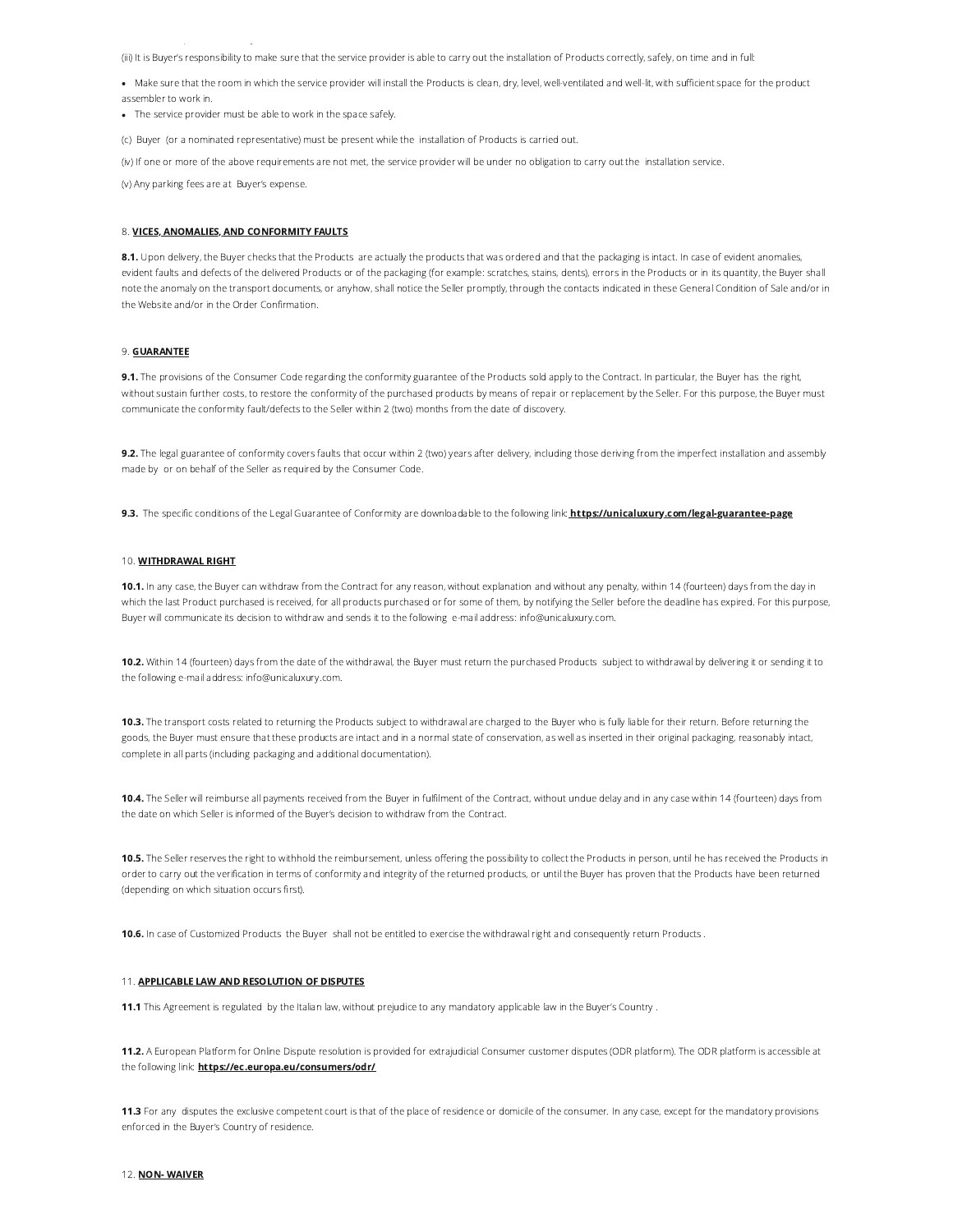(iii) It is Buyer's responsibility to make sure that the service provider is able to carry out the installation of Products correctly, safely, on time and in full:

- Make sure that the room in which the service provider will install the Products is clean, dry, level, well-ventilated and well-lit, with sufficient space for the product assembler to work in.
- The service provider must be able to work in the space safely.

(c) Buyer (or a nominated representative) must be present while the installation of Products is carried out.

(iv) If one or more of the above requirements are not met, the service provider will be under no obligation to carry out the installation service.

(v) Any parking fees are at Buyer's expense.

8. **VICES, ANOMALIES, AND CONFORMITY FAULTS**

**8.1.** Upon delivery, the Buyer checks that the Products are actually the products that was ordered and that the packaging is intact. In case of evident anomalies, evident faults and defects of the delivered Products or of the packaging (for example: scratches, stains, dents), errors in the Products or in its quantity, the Buyer shall note the anomaly on the transport documents, or anyhow, shall notice the Seller promptly, through the contacts indicated in these General Condition of Sale and/or in the Website and/or in the Order Confirmation.

9. **GUARANTEE**

**9.1.** The provisions of the Consumer Code regarding the conformity guarantee of the Products sold apply to the Contract. In particular, the Buyer has the right, without sustain further costs, to restore the conformity of the purchased products by means of repair or replacement by the Seller. For this purpose, the Buyer must communicate the conformity fault/defects to the Seller within 2 (two) months from the date of discovery.

**9.2.** The legal guarantee of conformity covers faults that occur within 2 (two) years after delivery, including those deriving from the imperfect installation and assembly made by or on behalf of the Seller as required by the Consumer Code.

**9.3.** The specific conditions of the Legal Guarantee of Conformity are downloadable to the following link: **https://unicaluxury.com/legal-guarantee-page**

10. **WITHDRAWAL RIGHT**

**10.1.** In any case, the Buyer can withdraw from the Contract for any reason, without explanation and without any penalty, within 14 (fourteen) days from the day in which the last Product purchased is received, for all products purchased or for some of them, by notifying the Seller before the deadline has expired. For this purpose, Buyer will communicate its decision to withdraw and sends it to the following e-mail address: info@unicaluxury.com.

**10.2.** Within 14 (fourteen) days from the date of the withdrawal, the Buyer must return the purchased Products subject to withdrawal by delivering it or sending it to the following e-mail address: info@unicaluxury.com.

**10.3.** The transport costs related to returning the Products subject to withdrawal are charged to the Buyer who is fully liable for their return. Before returning the goods, the Buyer must ensure that these products are intact and in a normal state of conservation, as well as inserted in their original packaging, reasonably intact, complete in all parts (including packaging and additional documentation).

**10.4.** The Seller will reimburse all payments received from the Buyer in fulfilment of the Contract, without undue delay and in any case within 14 (fourteen) days from the date on which Seller is informed of the Buyer's decision to withdraw from the Contract.

**10.5.** The Seller reserves the right to withhold the reimbursement, unless offering the possibility to collect the Products in person, until he has received the Products in order to carry out the verification in terms of conformity and integrity of the returned products, or until the Buyer has proven that the Products have been returned (depending on which situation occurs first).

**10.6.** In case of Customized Products the Buyer shall not be entitled to exercise the withdrawal right and consequently return Products .

11. **APPLICABLE LAW AND RESOLUTION OF DISPUTES**

**11.1** This Agreement is regulated by the Italian law, without prejudice to any mandatory applicable law in the Buyer's Country .

**11.2.** A European Platform for Online Dispute resolution is provided for extrajudicial Consumer customer disputes (ODR platform). The ODR platform is accessible at the following link: **https://ec.europa.eu/consumers/odr/**

**11.3** For any disputes the exclusive competent court is that of the place of residence or domicile of the consumer. In any case, except for the mandatory provisions enforced in the Buyer's Country of residence.

12. **NON- WAIVER**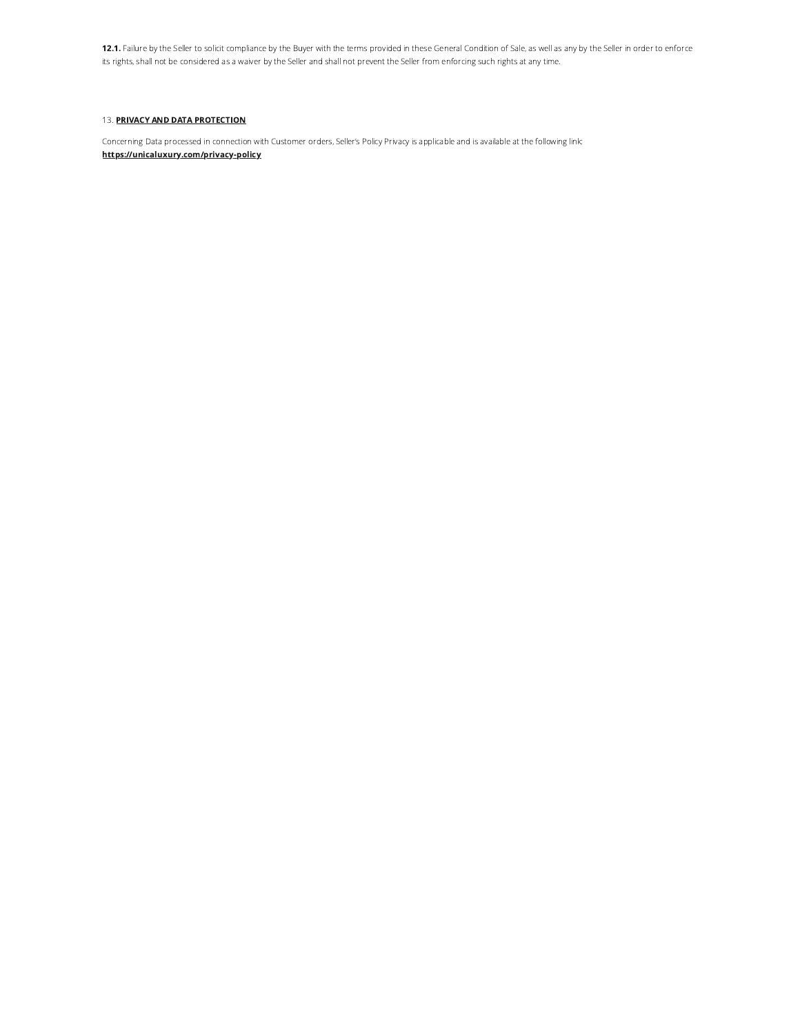**12.1.** Failure by the Seller to solicit compliance by the Buyer with the terms provided in these General Condition of Sale, as well as any by the Seller in order to enforce its rights, shall not be considered as a waiver by the Seller and shall not prevent the Seller from enforcing such rights at any time.

13. **PRIVACY AND DATA PROTECTION**

Concerning Data processed in connection with Customer orders, Seller's Policy Privacy is applicable and is available at the following link:
**https://unicaluxury.com/privacy-policy**